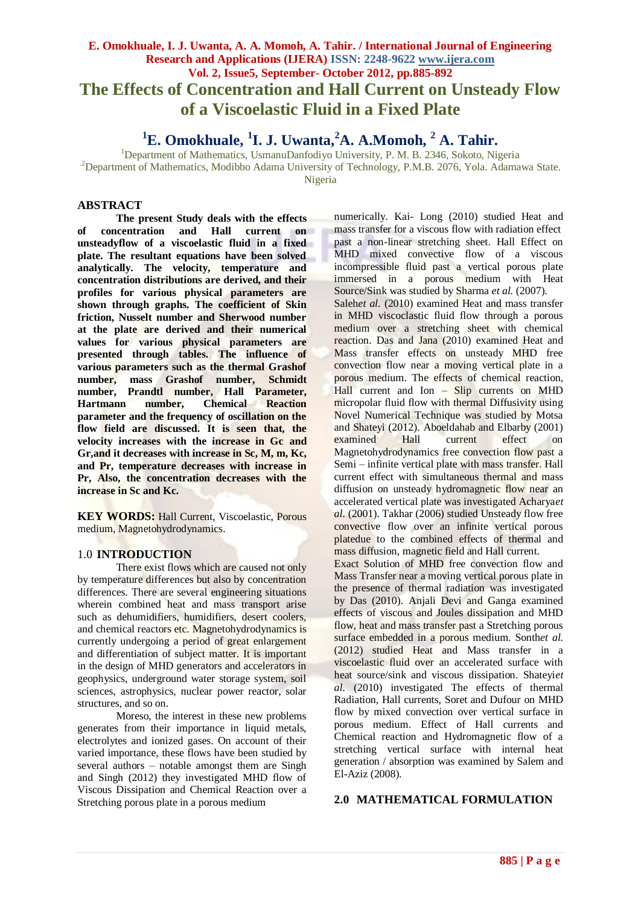# The Effects of Concentration and Hall Current on Unsteady Flow of a Viscoelastic Fluid in a Fixed Plate

**[1]E. Omokhuale, [1]I. J. Uwanta,[2]A. A.Momoh, [2] A. Tahir.**

[1]Department of Mathematics, UsmanuDanfodiyo University, P. M. B. 2346, Sokoto, Nigeria
[2]Department of Mathematics, Modibbo Adama University of Technology, P.M.B. 2076, Yola. Adamawa State. Nigeria

## ABSTRACT

**The present Study deals with the effects of concentration and Hall current on unsteadyflow of a viscoelastic fluid in a fixed plate. The resultant equations have been solved analytically. The velocity, temperature and concentration distributions are derived, and their profiles for various physical parameters are shown through graphs. The coefficient of Skin friction, Nusselt number and Sherwood number at the plate are derived and their numerical values for various physical parameters are presented through tables. The influence of various parameters such as the thermal Grashof number, mass Grashof number, Schmidt number, Prandtl number, Hall Parameter, Hartmann number, Chemical Reaction parameter and the frequency of oscillation on the flow field are discussed. It is seen that, the velocity increases with the increase in Gc and Gr,and it decreases with increase in Sc, M, m, Kc, and Pr, temperature decreases with increase in Pr, Also, the concentration decreases with the increase in Sc and Kc.**

**KEY WORDS:** Hall Current, Viscoelastic, Porous medium, Magnetohydrodynamics.

## 1.0 INTRODUCTION

There exist flows which are caused not only by temperature differences but also by concentration differences. There are several engineering situations wherein combined heat and mass transport arise such as dehumidifiers, humidifiers, desert coolers, and chemical reactors etc. Magnetohydrodynamics is currently undergoing a period of great enlargement and differentiation of subject matter. It is important in the design of MHD generators and accelerators in geophysics, underground water storage system, soil sciences, astrophysics, nuclear power reactor, solar structures, and so on.

Moreso, the interest in these new problems generates from their importance in liquid metals, electrolytes and ionized gases. On account of their varied importance, these flows have been studied by several authors – notable amongst them are Singh and Singh (2012) they investigated MHD flow of Viscous Dissipation and Chemical Reaction over a Stretching porous plate in a porous medium numerically. Kai- Long (2010) studied Heat and mass transfer for a viscous flow with radiation effect past a non-linear stretching sheet. Hall Effect on MHD mixed convective flow of a viscous incompressible fluid past a vertical porous plate immersed in a porous medium with Heat Source/Sink was studied by Sharma *et al.* (2007). Saleh*et al.* (2010) examined Heat and mass transfer in MHD viscoclastic fluid flow through a porous medium over a stretching sheet with chemical reaction. Das and Jana (2010) examined Heat and Mass transfer effects on unsteady MHD free convection flow near a moving vertical plate in a porous medium. The effects of chemical reaction, Hall current and Ion – Slip currents on MHD micropolar fluid flow with thermal Diffusivity using Novel Numerical Technique was studied by Motsa and Shateyi (2012). Aboeldahab and Elbarby (2001) examined Hall current effect on Magnetohydrodynamics free convection flow past a Semi – infinite vertical plate with mass transfer. Hall current effect with simultaneous thermal and mass diffusion on unsteady hydromagnetic flow near an accelerated vertical plate was investigated Acharya*et al.* (2001). Takhar (2006) studied Unsteady flow free convective flow over an infinite vertical porous platedue to the combined effects of thermal and mass diffusion, magnetic field and Hall current.

Exact Solution of MHD free convection flow and Mass Transfer near a moving vertical porous plate in the presence of thermal radiation was investigated by Das (2010). Anjali Devi and Ganga examined effects of viscous and Joules dissipation and MHD flow, heat and mass transfer past a Stretching porous surface embedded in a porous medium. Sonth*et al.* (2012) studied Heat and Mass transfer in a viscoelastic fluid over an accelerated surface with heat source/sink and viscous dissipation. Shateyi*et al.* (2010) investigated The effects of thermal Radiation, Hall currents, Soret and Dufour on MHD flow by mixed convection over vertical surface in porous medium. Effect of Hall currents and Chemical reaction and Hydromagnetic flow of a stretching vertical surface with internal heat generation / absorption was examined by Salem and El-Aziz (2008).

## 2.0 MATHEMATICAL FORMULATION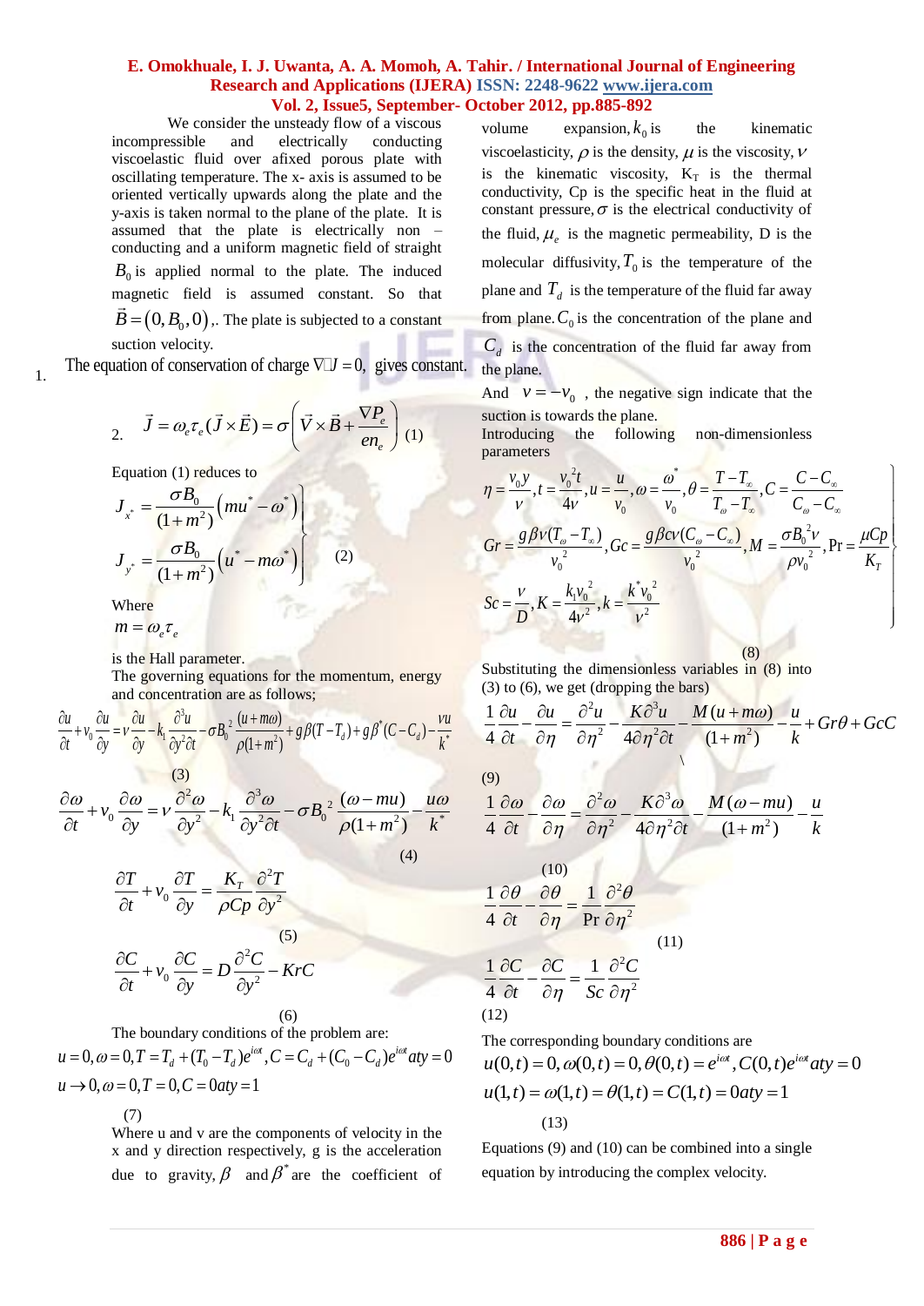We consider the unsteady flow of a viscous incompressible and electrically conducting viscoelastic fluid over afixed porous plate with oscillating temperature. The x- axis is assumed to be oriented vertically upwards along the plate and the y-axis is taken normal to the plane of the plate. It is assumed that the plate is electrically non – conducting and a uniform magnetic field of straight $B_0$ is applied normal to the plate. The induced magnetic field is assumed constant. So that $\vec{B} = (0, B_0, 0)$,. The plate is subjected to a constant suction velocity.

1. The equation of conservation of charge $\nabla \cdot J = 0$, gives constant.

2. $$\vec{J} = \omega_e \tau_e (\vec{J} \times \vec{E}) = \sigma \left( \vec{V} \times \vec{B} + \frac{\nabla P_e}{e n_e} \right) \quad (1)$$

Equation (1) reduces to

$$\left.\begin{aligned} J_{x^*} &= \frac{\sigma B_0}{(1+m^2)} \left( m u^* - \omega^* \right) \\ J_{y^*} &= \frac{\sigma B_0}{(1+m^2)} \left( u^* - m \omega^* \right) \end{aligned}\right\} \quad (2)$$

Where

$m = \omega_e \tau_e$

is the Hall parameter.

The governing equations for the momentum, energy and concentration are as follows;

$$\frac{\partial u}{\partial t} + v_0 \frac{\partial u}{\partial y} = v \frac{\partial u}{\partial y} - k_1 \frac{\partial^3 u}{\partial y^2 \partial t} - \sigma B_0^2 \frac{(u + m\omega)}{\rho (1+m^2)} + g\beta (T - T_d) + g\beta^* (C - C_d) - \frac{vu}{k^*} \quad (3)$$

$$\frac{\partial \omega}{\partial t} + v_0 \frac{\partial \omega}{\partial y} = v \frac{\partial^2 \omega}{\partial y^2} - k_1 \frac{\partial^3 \omega}{\partial y^2 \partial t} - \sigma B_0^2 \frac{(\omega - mu)}{\rho (1+m^2)} - \frac{u\omega}{k^*} \quad (4)$$

$$\frac{\partial T}{\partial t} + v_0 \frac{\partial T}{\partial y} = \frac{K_T}{\rho C p} \frac{\partial^2 T}{\partial y^2} \quad (5)$$

$$\frac{\partial C}{\partial t} + v_0 \frac{\partial C}{\partial y} = D \frac{\partial^2 C}{\partial y^2} - KrC \quad (6)$$

The boundary conditions of the problem are:

$$u = 0, \omega = 0, T = T_d + (T_0 - T_d) e^{i\omega t}, C = C_d + (C_0 - C_d) e^{i\omega t} aty = 0$$
$$u \to 0, \omega = 0, T = 0, C = 0 aty = 1 \quad (7)$$

Where u and v are the components of velocity in the x and y direction respectively, g is the acceleration due to gravity, $\beta$ and $\beta^*$ are the coefficient of volume expansion, $k_0$ is the kinematic viscoelasticity, $\rho$ is the density, $\mu$ is the viscosity, $v$ is the kinematic viscosity, $K_T$ is the thermal conductivity, Cp is the specific heat in the fluid at constant pressure, $\sigma$ is the electrical conductivity of the fluid, $\mu_e$ is the magnetic permeability, D is the molecular diffusivity, $T_0$ is the temperature of the plane and $T_d$ is the temperature of the fluid far away from plane. $C_0$ is the concentration of the plane and $C_d$ is the concentration of the fluid far away from the plane.

And $v = -v_0$ , the negative sign indicate that the suction is towards the plane.

Introducing the following non-dimensionless parameters

$$\left.\begin{aligned} &\eta = \frac{v_0 y}{v}, t = \frac{v_0^2 t}{4v}, u = \frac{u}{v_0}, \omega = \frac{\omega^*}{v_0}, \theta = \frac{T - T_\infty}{T_\omega - T_\infty}, C = \frac{C - C_\infty}{C_\omega - C_\infty} \\ &Gr = \frac{g\beta v (T_\omega - T_\infty)}{v_0^2}, Gc = \frac{g\beta c v (C_\omega - C_\infty)}{v_0^2}, M = \frac{\sigma B_0^2 v}{\rho v_0^2}, \Pr = \frac{\mu C p}{K_T} \\ &Sc = \frac{v}{D}, K = \frac{k_1 v_0^2}{4v^2}, k = \frac{k^* v_0^2}{v^2} \end{aligned}\right\} \quad (8)$$

Substituting the dimensionless variables in (8) into (3) to (6), we get (dropping the bars)

$$\frac{1}{4}\frac{\partial u}{\partial t} - \frac{\partial u}{\partial \eta} = \frac{\partial^2 u}{\partial \eta^2} - \frac{K \partial^3 u}{4 \partial \eta^2 \partial t} - \frac{M(u + m\omega)}{(1+m^2)} - \frac{u}{k} + Gr\theta + GcC \quad (9)$$

$$\frac{1}{4}\frac{\partial \omega}{\partial t} - \frac{\partial \omega}{\partial \eta} = \frac{\partial^2 \omega}{\partial \eta^2} - \frac{K \partial^3 \omega}{4 \partial \eta^2 \partial t} - \frac{M(\omega - mu)}{(1+m^2)} - \frac{u}{k} \quad (10)$$

$$\frac{1}{4}\frac{\partial \theta}{\partial t} - \frac{\partial \theta}{\partial \eta} = \frac{1}{\Pr}\frac{\partial^2 \theta}{\partial \eta^2} \quad (11)$$

$$\frac{1}{4}\frac{\partial C}{\partial t} - \frac{\partial C}{\partial \eta} = \frac{1}{Sc}\frac{\partial^2 C}{\partial \eta^2} \quad (12)$$

The corresponding boundary conditions are

$$u(0,t) = 0, \omega(0,t) = 0, \theta(0,t) = e^{i\omega t}, C(0,t) e^{i\omega t} aty = 0$$
$$u(1,t) = \omega(1,t) = \theta(1,t) = C(1,t) = 0 aty = 1 \quad (13)$$

Equations (9) and (10) can be combined into a single equation by introducing the complex velocity.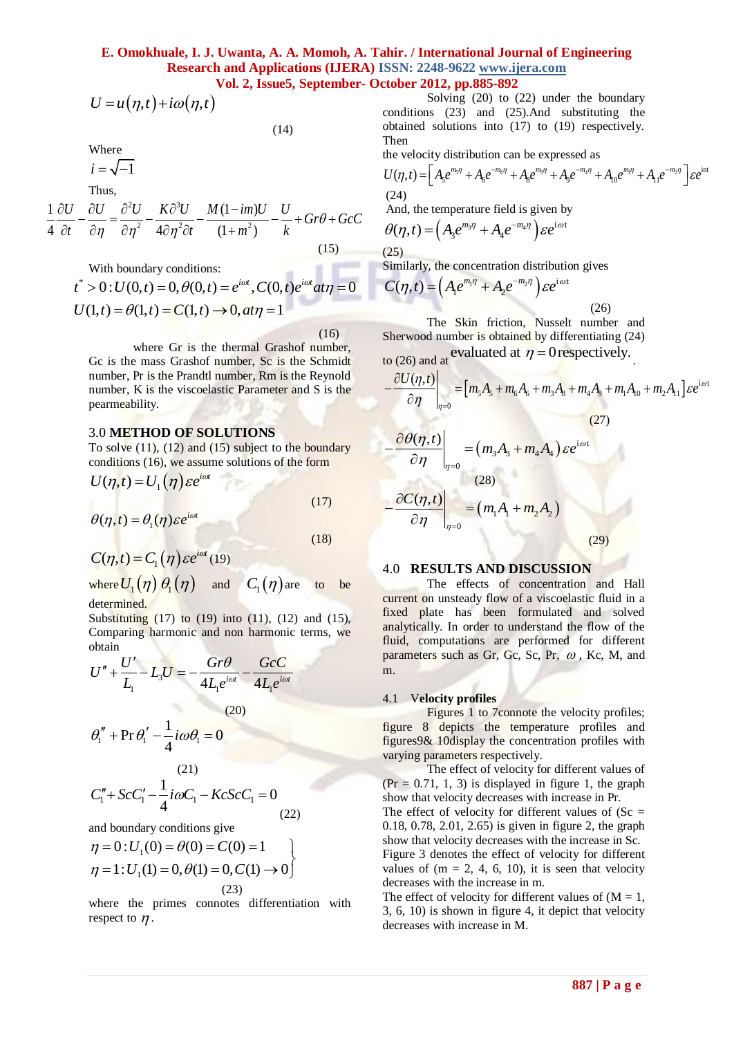$$U = u(\eta,t) + i\omega(\eta,t) \tag{14}$$

Where

$i = \sqrt{-1}$

Thus,

$$\frac{1}{4}\frac{\partial U}{\partial t} - \frac{\partial U}{\partial \eta} = \frac{\partial^2 U}{\partial \eta^2} - \frac{K\partial^3 U}{4\partial \eta^2 \partial t} - \frac{M(1-im)U}{(1+m^2)} - \frac{U}{k} + Gr\theta + GcC \tag{15}$$

With boundary conditions:

$$t^* > 0: U(0,t) = 0, \theta(0,t) = e^{i\omega t}, C(0,t)e^{i\omega t} at \eta = 0$$
$$U(1,t) = \theta(1,t) = C(1,t) \to 0, at \eta = 1 \tag{16}$$

where Gr is the thermal Grashof number, Gc is the mass Grashof number, Sc is the Schmidt number, Pr is the Prandtl number, Rm is the Reynold number, K is the viscoelastic Parameter and S is the pearmeability.

## 3.0 METHOD OF SOLUTIONS

To solve (11), (12) and (15) subject to the boundary conditions (16), we assume solutions of the form

$$U(\eta,t) = U_1(\eta)\varepsilon e^{i\omega t} \tag{17}$$

$$\theta(\eta,t) = \theta_1(\eta)\varepsilon e^{i\omega t} \tag{18}$$

$$C(\eta,t) = C_1(\eta)\varepsilon e^{i\omega t} \tag{19}$$

where $U_1(\eta)$ $\theta_1(\eta)$ and $C_1(\eta)$ are to be determined.

Substituting (17) to (19) into (11), (12) and (15), Comparing harmonic and non harmonic terms, we obtain

$$U'' + \frac{U'}{L_1} - L_3 U = -\frac{Gr\theta}{4L_1 e^{i\omega t}} - \frac{GcC}{4L_1 e^{i\omega t}} \tag{20}$$

$$\theta_1'' + \Pr\theta_1' - \frac{1}{4}i\omega\theta_1 = 0 \tag{21}$$

$$C_1'' + ScC_1' - \frac{1}{4}i\omega C_1 - KcScC_1 = 0 \tag{22}$$

and boundary conditions give

$$\left.\begin{array}{l}\eta = 0: U_1(0) = \theta(0) = C(0) = 1\\ \eta = 1: U_1(1) = 0, \theta(1) = 0, C(1) \to 0\end{array}\right\} \tag{23}$$

where the primes connotes differentiation with respect to $\eta$.

Solving (20) to (22) under the boundary conditions (23) and (25).And substituting the obtained solutions into (17) to (19) respectively. Then

the velocity distribution can be expressed as

$$U(\eta,t) = \left[A_5 e^{m_5\eta} + A_6 e^{-m_6\eta} + A_8 e^{m_3\eta} + A_9 e^{-m_4\eta} + A_{10} e^{m_1\eta} + A_{11} e^{-m_2\eta}\right]\varepsilon e^{int} \tag{24}$$

And, the temperature field is given by

$$\theta(\eta,t) = \left(A_3 e^{m_3\eta} + A_4 e^{-m_4\eta}\right)\varepsilon e^{i\omega t} \tag{25}$$

Similarly, the concentration distribution gives

$$C(\eta,t) = \left(A_1 e^{m_1\eta} + A_2 e^{-m_2\eta}\right)\varepsilon e^{i\omega t} \tag{26}$$

The Skin friction, Nusselt number and Sherwood number is obtained by differentiating (24) to (26) and at evaluated at $\eta = 0$ respectively.

$$-\left.\frac{\partial U(\eta,t)}{\partial \eta}\right|_{\eta=0} = \left[m_5 A_5 + m_6 A_6 + m_3 A_8 + m_4 A_9 + m_1 A_{10} + m_2 A_{11}\right]\varepsilon e^{i\omega t} \tag{27}$$

$$-\left.\frac{\partial \theta(\eta,t)}{\partial \eta}\right|_{\eta=0} = \left(m_3 A_3 + m_4 A_4\right)\varepsilon e^{i\omega t} \tag{28}$$

$$-\left.\frac{\partial C(\eta,t)}{\partial \eta}\right|_{\eta=0} = \left(m_1 A_1 + m_2 A_2\right) \tag{29}$$

## 4.0 RESULTS AND DISCUSSION

The effects of concentration and Hall current on unsteady flow of a viscoelastic fluid in a fixed plate has been formulated and solved analytically. In order to understand the flow of the fluid, computations are performed for different parameters such as Gr, Gc, Sc, Pr, $\omega$, Kc, M, and m.

### 4.1 Velocity profiles

Figures 1 to 7connote the velocity profiles; figure 8 depicts the temperature profiles and figures9& 10display the concentration profiles with varying parameters respectively.

The effect of velocity for different values of (Pr = 0.71, 1, 3) is displayed in figure 1, the graph show that velocity decreases with increase in Pr.

The effect of velocity for different values of (Sc = 0.18, 0.78, 2.01, 2.65) is given in figure 2, the graph show that velocity decreases with the increase in Sc.

Figure 3 denotes the effect of velocity for different values of (m = 2, 4, 6, 10), it is seen that velocity decreases with the increase in m.

The effect of velocity for different values of (M = 1, 3, 6, 10) is shown in figure 4, it depict that velocity decreases with increase in M.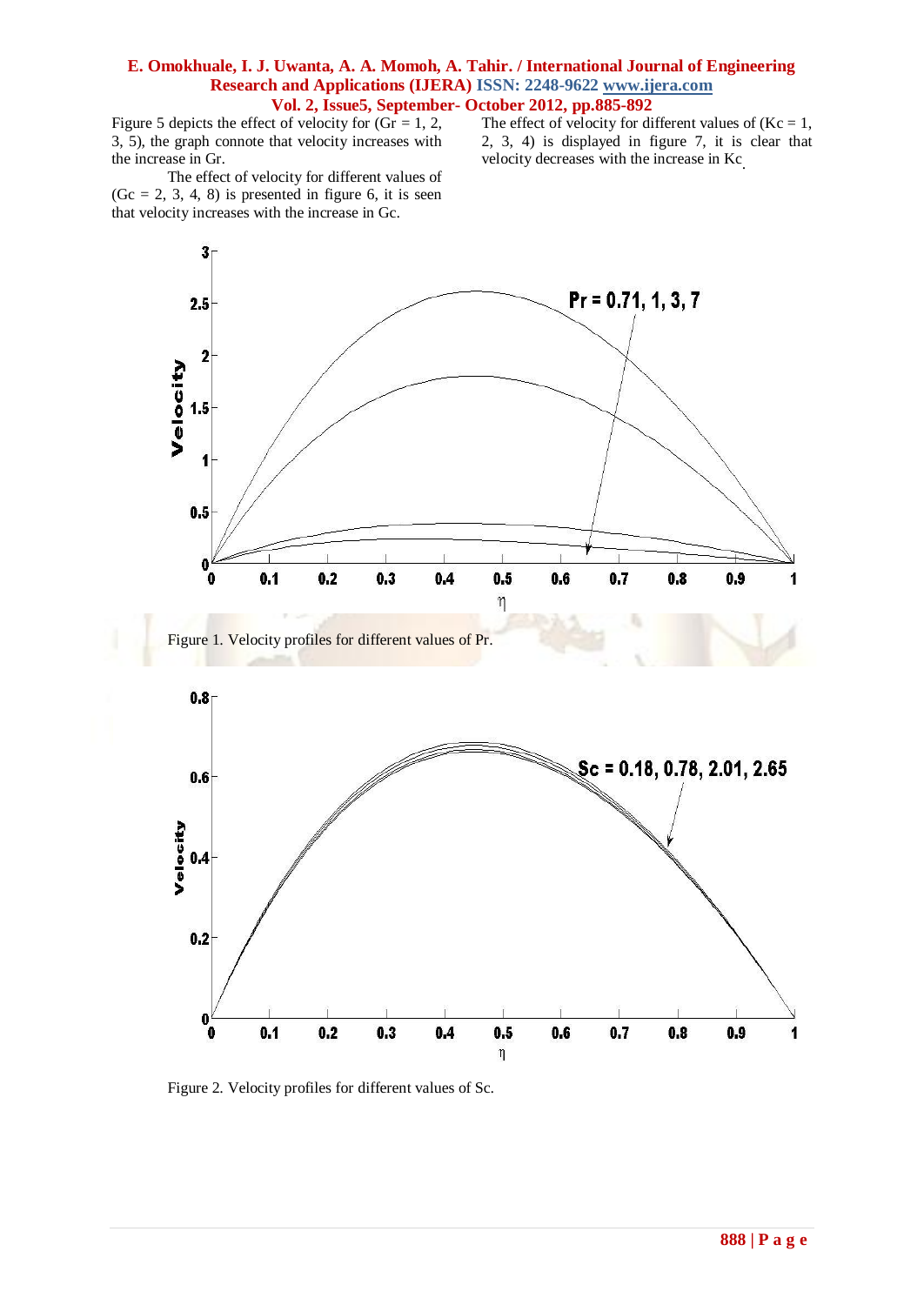Figure 5 depicts the effect of velocity for (Gr = 1, 2, 3, 5), the graph connote that velocity increases with the increase in Gr.

The effect of velocity for different values of (Gc = 2, 3, 4, 8) is presented in figure 6, it is seen that velocity increases with the increase in Gc.

The effect of velocity for different values of (Kc = 1, 2, 3, 4) is displayed in figure 7, it is clear that velocity decreases with the increase in Kc.

Figure 1. Velocity profiles for different values of Pr.

Figure 2. Velocity profiles for different values of Sc.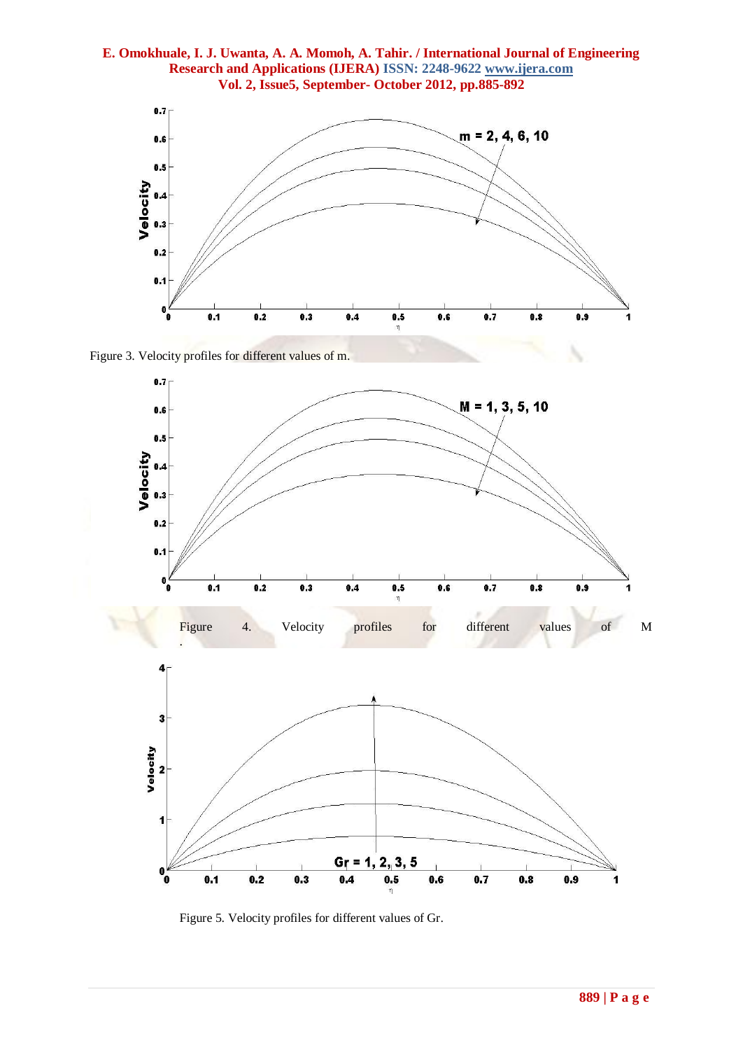Figure 3. Velocity profiles for different values of m.

Figure 4. Velocity profiles for different values of M

Figure 5. Velocity profiles for different values of Gr.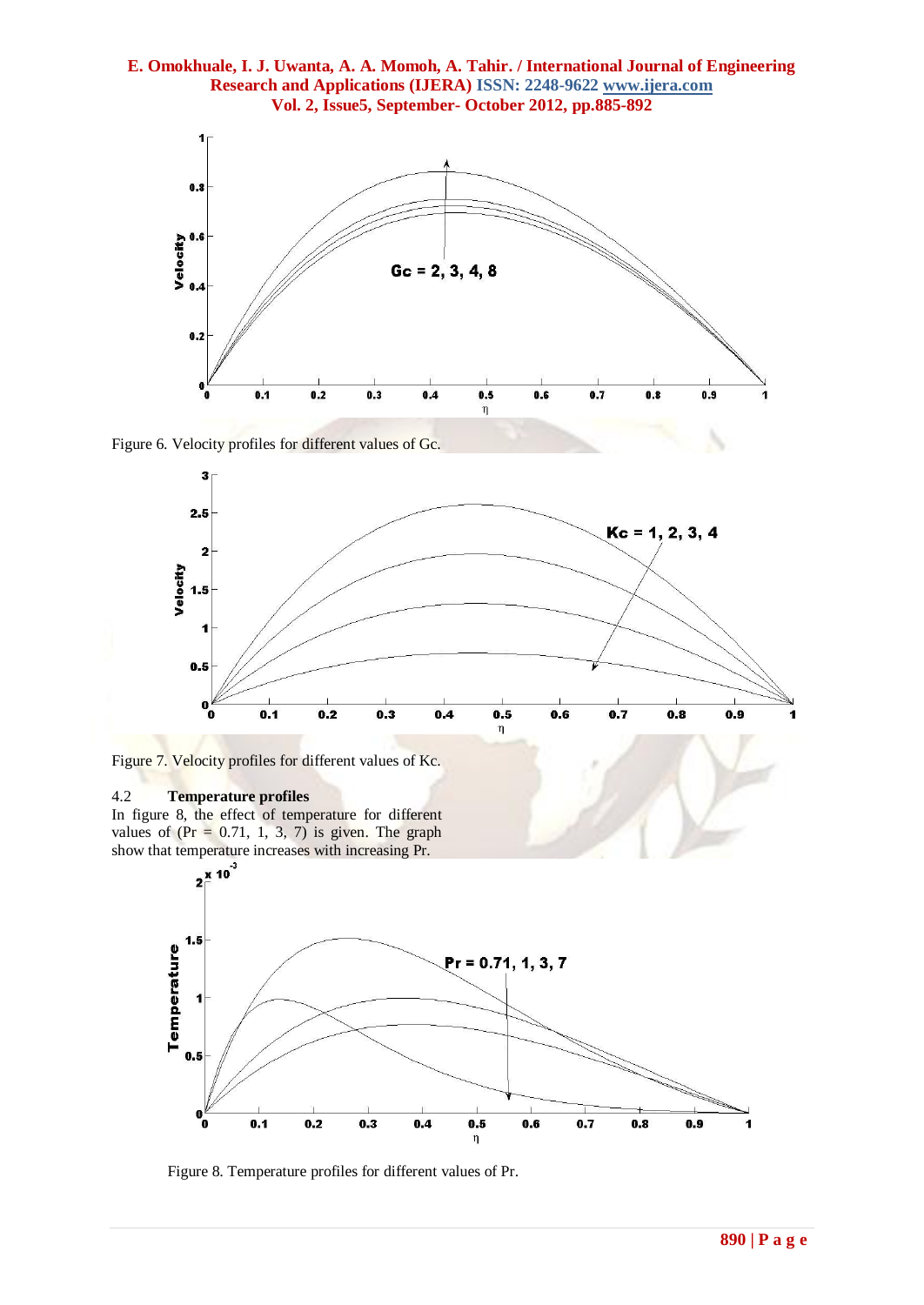Figure 6. Velocity profiles for different values of Gc.

Figure 7. Velocity profiles for different values of Kc.

### 4.2 Temperature profiles

In figure 8, the effect of temperature for different values of (Pr = 0.71, 1, 3, 7) is given. The graph show that temperature increases with increasing Pr.

Figure 8. Temperature profiles for different values of Pr.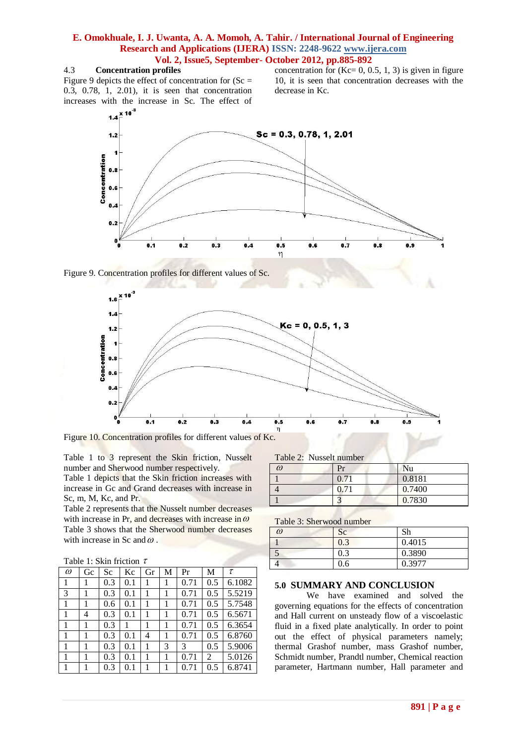### 4.3 Concentration profiles

Figure 9 depicts the effect of concentration for (Sc = 0.3, 0.78, 1, 2.01), it is seen that concentration increases with the increase in Sc. The effect of concentration for (Kc= 0, 0.5, 1, 3) is given in figure 10, it is seen that concentration decreases with the decrease in Kc.

Figure 9. Concentration profiles for different values of Sc.

Figure 10. Concentration profiles for different values of Kc.

Table 1 to 3 represent the Skin friction, Nusselt number and Sherwood number respectively.

Table 1 depicts that the Skin friction increases with increase in Gc and Grand decreases with increase in Sc, m, M, Kc, and Pr.

Table 2 represents that the Nusselt number decreases with increase in Pr, and decreases with increase in $\omega$

Table 3 shows that the Sherwood number decreases with increase in Sc and $\omega$.

Table 1: Skin friction $\tau$

| $\omega$ | Gc | Sc | Kc | Gr | M | Pr | M | $\tau$ |
|---|---|---|---|---|---|---|---|---|
| 1 | 1 | 0.3 | 0.1 | 1 | 1 | 0.71 | 0.5 | 6.1082 |
| 3 | 1 | 0.3 | 0.1 | 1 | 1 | 0.71 | 0.5 | 5.5219 |
| 1 | 1 | 0.6 | 0.1 | 1 | 1 | 0.71 | 0.5 | 5.7548 |
| 1 | 4 | 0.3 | 0.1 | 1 | 1 | 0.71 | 0.5 | 6.5671 |
| 1 | 1 | 0.3 | 1 | 1 | 1 | 0.71 | 0.5 | 6.3654 |
| 1 | 1 | 0.3 | 0.1 | 4 | 1 | 0.71 | 0.5 | 6.8760 |
| 1 | 1 | 0.3 | 0.1 | 1 | 3 | 3 | 0.5 | 5.9006 |
| 1 | 1 | 0.3 | 0.1 | 1 | 1 | 0.71 | 2 | 5.0126 |
| 1 | 1 | 0.3 | 0.1 | 1 | 1 | 0.71 | 0.5 | 6.8741 |

Table 2: Nusselt number

| $\omega$ | Pr | Nu |
|---|---|---|
| 1 | 0.71 | 0.8181 |
| 4 | 0.71 | 0.7400 |
| 1 | 3 | 0.7830 |

Table 3: Sherwood number

| $\omega$ | Sc | Sh |
|---|---|---|
| 1 | 0.3 | 0.4015 |
| 5 | 0.3 | 0.3890 |
| 4 | 0.6 | 0.3977 |

## 5.0 SUMMARY AND CONCLUSION

We have examined and solved the governing equations for the effects of concentration and Hall current on unsteady flow of a viscoelastic fluid in a fixed plate analytically. In order to point out the effect of physical parameters namely; thermal Grashof number, mass Grashof number, Schmidt number, Prandtl number, Chemical reaction parameter, Hartmann number, Hall parameter and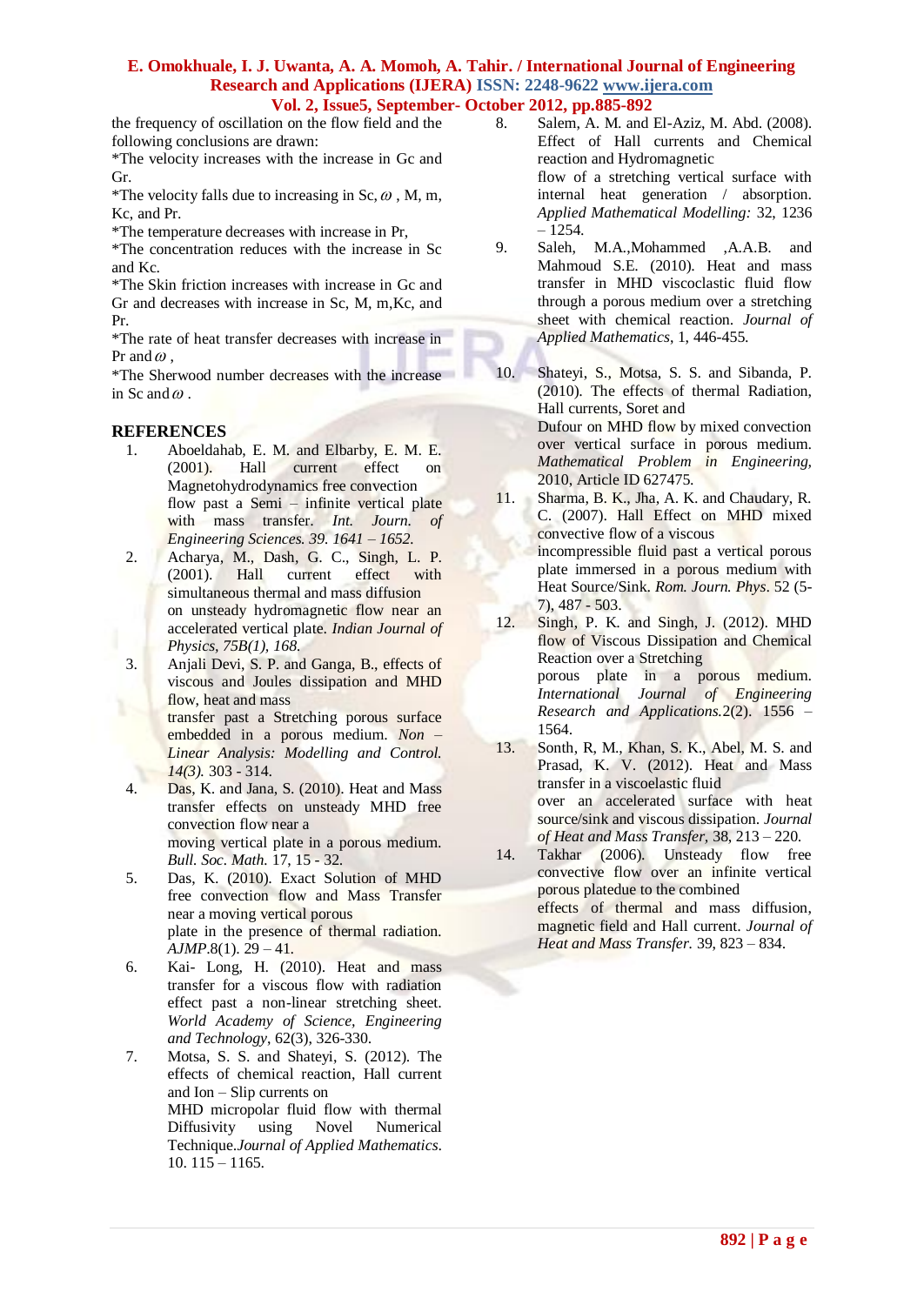the frequency of oscillation on the flow field and the following conclusions are drawn:

*The velocity increases with the increase in Gc and Gr.

*The velocity falls due to increasing in Sc, $\omega$ , M, m, Kc, and Pr.

*The temperature decreases with increase in Pr,

*The concentration reduces with the increase in Sc and Kc.

*The Skin friction increases with increase in Gc and Gr and decreases with increase in Sc, M, m,Kc, and Pr.

*The rate of heat transfer decreases with increase in Pr and $\omega$ ,

*The Sherwood number decreases with the increase in Sc and $\omega$ .

## REFERENCES

1. Aboeldahab, E. M. and Elbarby, E. M. E. (2001). Hall current effect on Magnetohydrodynamics free convection flow past a Semi – infinite vertical plate with mass transfer. *Int. Journ. of Engineering Sciences. 39. 1641 – 1652.*
2. Acharya, M., Dash, G. C., Singh, L. P. (2001). Hall current effect with simultaneous thermal and mass diffusion on unsteady hydromagnetic flow near an accelerated vertical plate. *Indian Journal of Physics, 75B(1), 168.*
3. Anjali Devi, S. P. and Ganga, B., effects of viscous and Joules dissipation and MHD flow, heat and mass transfer past a Stretching porous surface embedded in a porous medium. *Non – Linear Analysis: Modelling and Control. 14(3).* 303 - 314.
4. Das, K. and Jana, S. (2010). Heat and Mass transfer effects on unsteady MHD free convection flow near a moving vertical plate in a porous medium. *Bull. Soc. Math.* 17, 15 - 32.
5. Das, K. (2010). Exact Solution of MHD free convection flow and Mass Transfer near a moving vertical porous plate in the presence of thermal radiation. *AJMP*.8(1). 29 – 41.
6. Kai- Long, H. (2010). Heat and mass transfer for a viscous flow with radiation effect past a non-linear stretching sheet. *World Academy of Science, Engineering and Technology*, 62(3), 326-330.
7. Motsa, S. S. and Shateyi, S. (2012). The effects of chemical reaction, Hall current and Ion – Slip currents on MHD micropolar fluid flow with thermal Diffusivity using Novel Numerical Technique.*Journal of Applied Mathematics*. 10. 115 – 1165.
8. Salem, A. M. and El-Aziz, M. Abd. (2008). Effect of Hall currents and Chemical reaction and Hydromagnetic flow of a stretching vertical surface with internal heat generation / absorption. *Applied Mathematical Modelling:* 32, 1236 – 1254.
9. Saleh, M.A.,Mohammed ,A.A.B. and Mahmoud S.E. (2010). Heat and mass transfer in MHD viscoclastic fluid flow through a porous medium over a stretching sheet with chemical reaction. *Journal of Applied Mathematics*, 1, 446-455.
10. Shateyi, S., Motsa, S. S. and Sibanda, P. (2010). The effects of thermal Radiation, Hall currents, Soret and Dufour on MHD flow by mixed convection over vertical surface in porous medium. *Mathematical Problem in Engineering,* 2010, Article ID 627475.
11. Sharma, B. K., Jha, A. K. and Chaudary, R. C. (2007). Hall Effect on MHD mixed convective flow of a viscous incompressible fluid past a vertical porous plate immersed in a porous medium with Heat Source/Sink. *Rom. Journ. Phys*. 52 (5-7), 487 - 503.
12. Singh, P. K. and Singh, J. (2012). MHD flow of Viscous Dissipation and Chemical Reaction over a Stretching porous plate in a porous medium. *International Journal of Engineering Research and Applications.*2(2). 1556 – 1564.
13. Sonth, R, M., Khan, S. K., Abel, M. S. and Prasad, K. V. (2012). Heat and Mass transfer in a viscoelastic fluid over an accelerated surface with heat source/sink and viscous dissipation. *Journal of Heat and Mass Transfer*, 38, 213 – 220.
14. Takhar (2006). Unsteady flow free convective flow over an infinite vertical porous platedue to the combined effects of thermal and mass diffusion, magnetic field and Hall current. *Journal of Heat and Mass Transfer.* 39, 823 – 834.